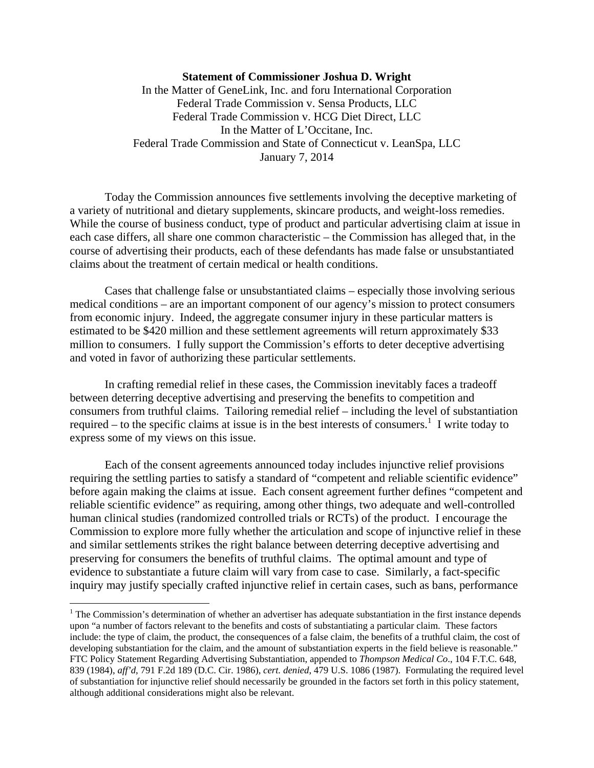**Statement of Commissioner Joshua D. Wright**

In the Matter of GeneLink, Inc. and foru International Corporation
Federal Trade Commission v. Sensa Products, LLC
Federal Trade Commission v. HCG Diet Direct, LLC
In the Matter of L'Occitane, Inc.
Federal Trade Commission and State of Connecticut v. LeanSpa, LLC
January 7, 2014

Today the Commission announces five settlements involving the deceptive marketing of a variety of nutritional and dietary supplements, skincare products, and weight-loss remedies. While the course of business conduct, type of product and particular advertising claim at issue in each case differs, all share one common characteristic – the Commission has alleged that, in the course of advertising their products, each of these defendants has made false or unsubstantiated claims about the treatment of certain medical or health conditions.

Cases that challenge false or unsubstantiated claims – especially those involving serious medical conditions – are an important component of our agency's mission to protect consumers from economic injury. Indeed, the aggregate consumer injury in these particular matters is estimated to be $420 million and these settlement agreements will return approximately $33 million to consumers. I fully support the Commission's efforts to deter deceptive advertising and voted in favor of authorizing these particular settlements.

In crafting remedial relief in these cases, the Commission inevitably faces a tradeoff between deterring deceptive advertising and preserving the benefits to competition and consumers from truthful claims. Tailoring remedial relief – including the level of substantiation required – to the specific claims at issue is in the best interests of consumers.[1] I write today to express some of my views on this issue.

Each of the consent agreements announced today includes injunctive relief provisions requiring the settling parties to satisfy a standard of "competent and reliable scientific evidence" before again making the claims at issue. Each consent agreement further defines "competent and reliable scientific evidence" as requiring, among other things, two adequate and well-controlled human clinical studies (randomized controlled trials or RCTs) of the product. I encourage the Commission to explore more fully whether the articulation and scope of injunctive relief in these and similar settlements strikes the right balance between deterring deceptive advertising and preserving for consumers the benefits of truthful claims. The optimal amount and type of evidence to substantiate a future claim will vary from case to case. Similarly, a fact-specific inquiry may justify specially crafted injunctive relief in certain cases, such as bans, performance

[1] The Commission's determination of whether an advertiser has adequate substantiation in the first instance depends upon "a number of factors relevant to the benefits and costs of substantiating a particular claim. These factors include: the type of claim, the product, the consequences of a false claim, the benefits of a truthful claim, the cost of developing substantiation for the claim, and the amount of substantiation experts in the field believe is reasonable." FTC Policy Statement Regarding Advertising Substantiation, appended to *Thompson Medical Co*., 104 F.T.C. 648, 839 (1984), *aff'd*, 791 F.2d 189 (D.C. Cir. 1986), *cert. denied*, 479 U.S. 1086 (1987). Formulating the required level of substantiation for injunctive relief should necessarily be grounded in the factors set forth in this policy statement, although additional considerations might also be relevant.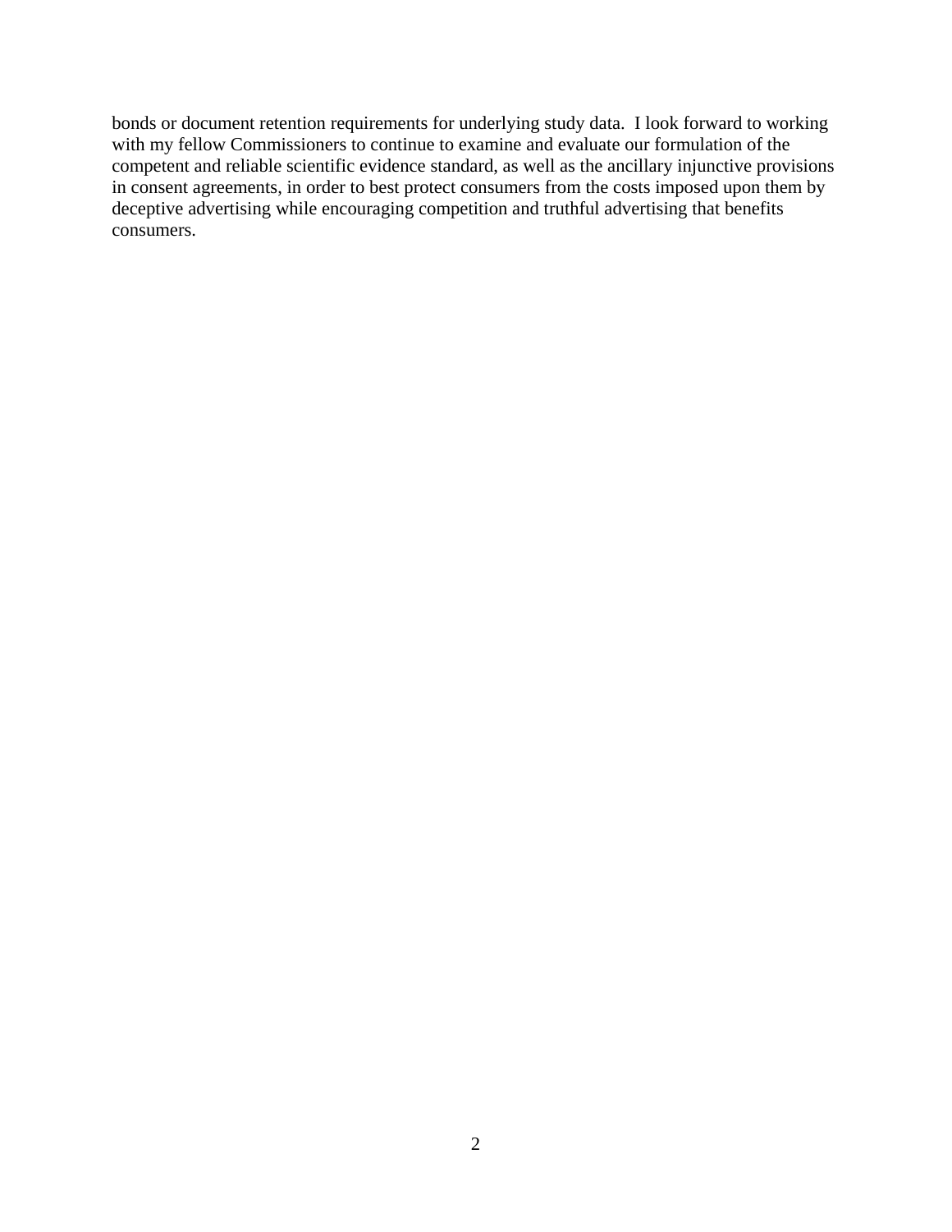bonds or document retention requirements for underlying study data. I look forward to working with my fellow Commissioners to continue to examine and evaluate our formulation of the competent and reliable scientific evidence standard, as well as the ancillary injunctive provisions in consent agreements, in order to best protect consumers from the costs imposed upon them by deceptive advertising while encouraging competition and truthful advertising that benefits consumers.